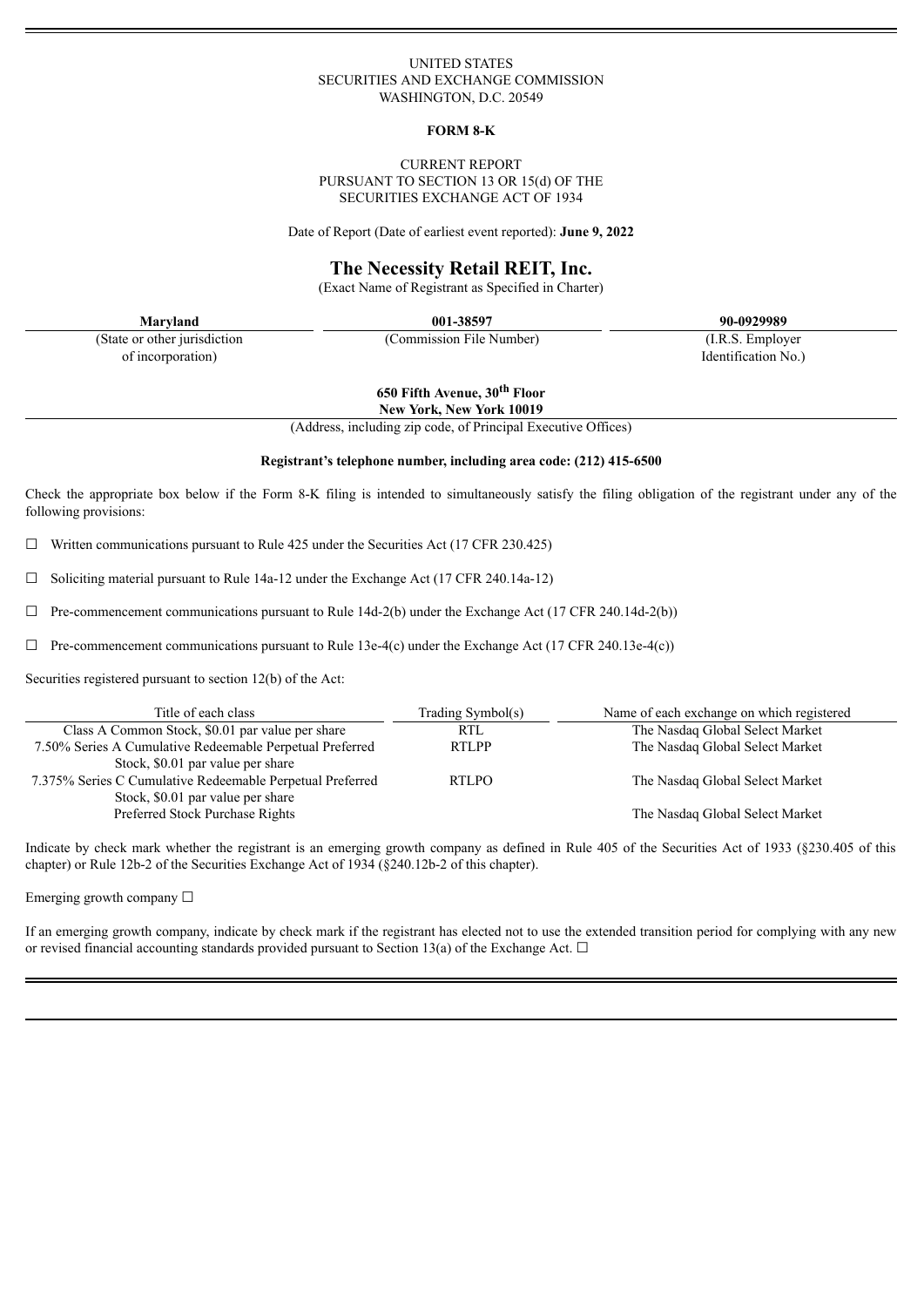UNITED STATES
SECURITIES AND EXCHANGE COMMISSION
WASHINGTON, D.C. 20549

**FORM 8-K**

CURRENT REPORT
PURSUANT TO SECTION 13 OR 15(d) OF THE
SECURITIES EXCHANGE ACT OF 1934

Date of Report (Date of earliest event reported): **June 9, 2022**

# The Necessity Retail REIT, Inc.

(Exact Name of Registrant as Specified in Charter)

| **Maryland** | **001-38597** | **90-0929989** |
|---|---|---|
| (State or other jurisdiction of incorporation) | (Commission File Number) | (I.R.S. Employer Identification No.) |

**650 Fifth Avenue, 30th Floor**
**New York, New York 10019**
(Address, including zip code, of Principal Executive Offices)

**Registrant's telephone number, including area code: (212) 415-6500**

Check the appropriate box below if the Form 8-K filing is intended to simultaneously satisfy the filing obligation of the registrant under any of the following provisions:

☐ Written communications pursuant to Rule 425 under the Securities Act (17 CFR 230.425)

☐ Soliciting material pursuant to Rule 14a-12 under the Exchange Act (17 CFR 240.14a-12)

☐ Pre-commencement communications pursuant to Rule 14d-2(b) under the Exchange Act (17 CFR 240.14d-2(b))

☐ Pre-commencement communications pursuant to Rule 13e-4(c) under the Exchange Act (17 CFR 240.13e-4(c))

Securities registered pursuant to section 12(b) of the Act:

| Title of each class | Trading Symbol(s) | Name of each exchange on which registered |
|---|---|---|
| Class A Common Stock, $0.01 par value per share | RTL | The Nasdaq Global Select Market |
| 7.50% Series A Cumulative Redeemable Perpetual Preferred Stock, $0.01 par value per share | RTLPP | The Nasdaq Global Select Market |
| 7.375% Series C Cumulative Redeemable Perpetual Preferred Stock, $0.01 par value per share | RTLPO | The Nasdaq Global Select Market |
| Preferred Stock Purchase Rights | | The Nasdaq Global Select Market |

Indicate by check mark whether the registrant is an emerging growth company as defined in Rule 405 of the Securities Act of 1933 (§230.405 of this chapter) or Rule 12b-2 of the Securities Exchange Act of 1934 (§240.12b-2 of this chapter).

Emerging growth company ☐

If an emerging growth company, indicate by check mark if the registrant has elected not to use the extended transition period for complying with any new or revised financial accounting standards provided pursuant to Section 13(a) of the Exchange Act. ☐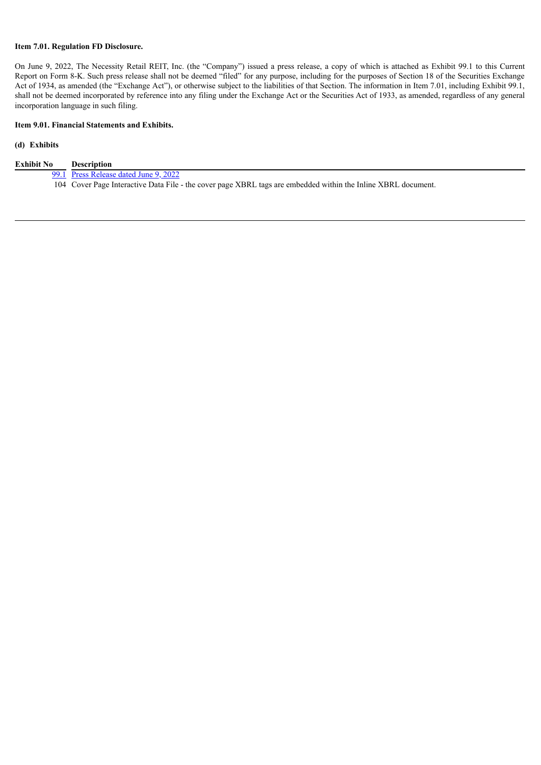**Item 7.01. Regulation FD Disclosure.**

On June 9, 2022, The Necessity Retail REIT, Inc. (the "Company") issued a press release, a copy of which is attached as Exhibit 99.1 to this Current Report on Form 8-K. Such press release shall not be deemed "filed" for any purpose, including for the purposes of Section 18 of the Securities Exchange Act of 1934, as amended (the "Exchange Act"), or otherwise subject to the liabilities of that Section. The information in Item 7.01, including Exhibit 99.1, shall not be deemed incorporated by reference into any filing under the Exchange Act or the Securities Act of 1933, as amended, regardless of any general incorporation language in such filing.

**Item 9.01. Financial Statements and Exhibits.**

**(d) Exhibits**

| Exhibit No | Description |
| --- | --- |
| 99.1 | Press Release dated June 9, 2022 |
| 104 | Cover Page Interactive Data File - the cover page XBRL tags are embedded within the Inline XBRL document. |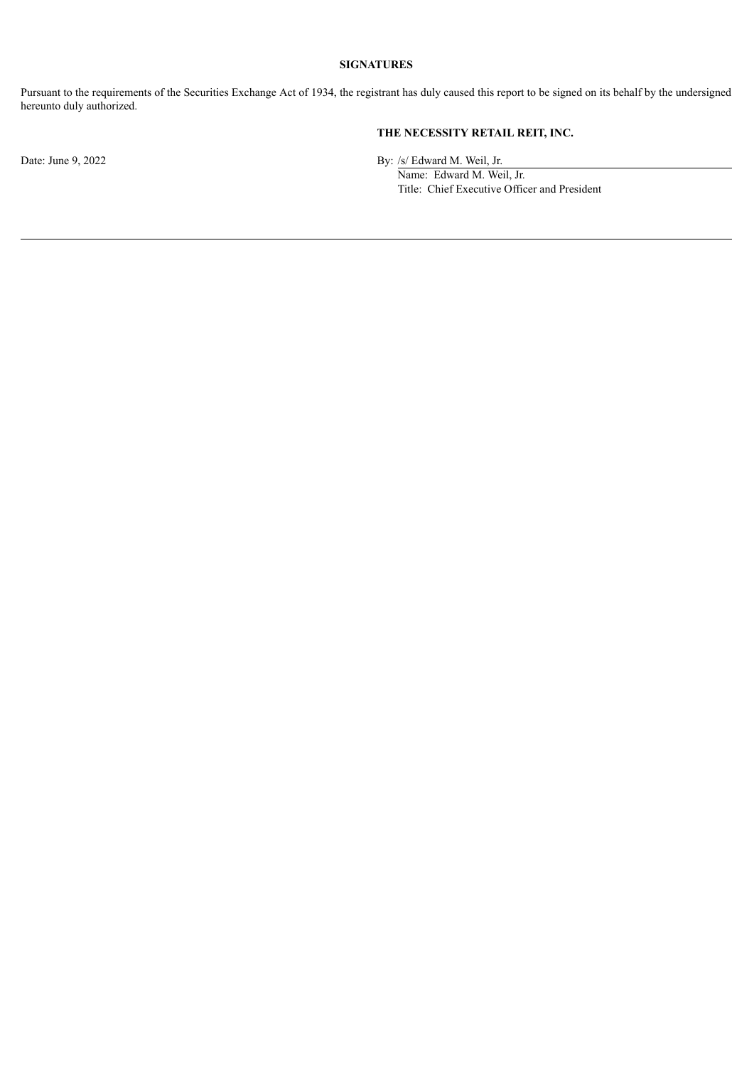**SIGNATURES**

Pursuant to the requirements of the Securities Exchange Act of 1934, the registrant has duly caused this report to be signed on its behalf by the undersigned hereunto duly authorized.

**THE NECESSITY RETAIL REIT, INC.**

Date: June 9, 2022

By: /s/ Edward M. Weil, Jr.
Name: Edward M. Weil, Jr.
Title: Chief Executive Officer and President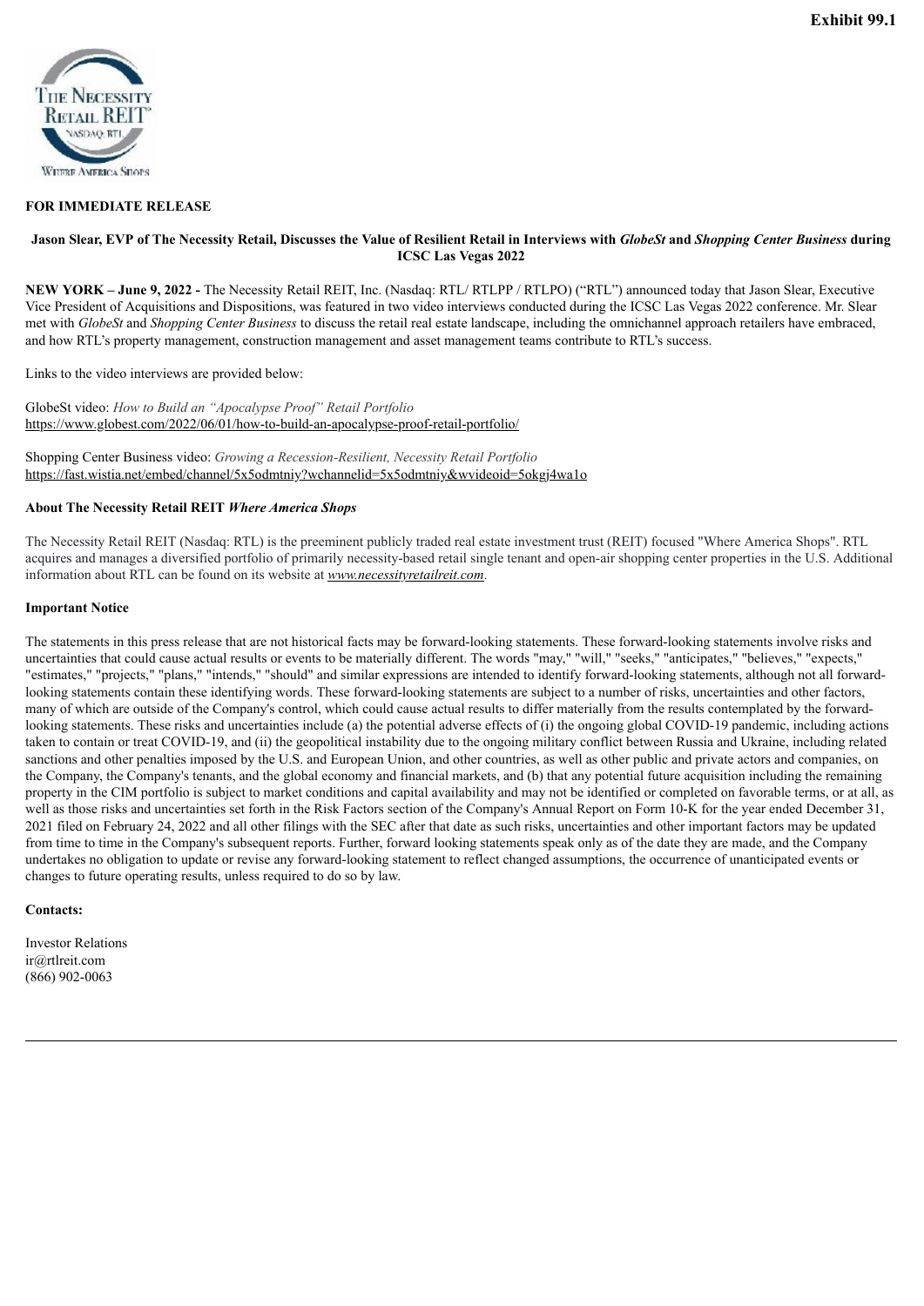**Exhibit 99.1**

**FOR IMMEDIATE RELEASE**

**Jason Slear, EVP of The Necessity Retail, Discusses the Value of Resilient Retail in Interviews with *GlobeSt* and *Shopping Center Business* during ICSC Las Vegas 2022**

**NEW YORK – June 9, 2022 -** The Necessity Retail REIT, Inc. (Nasdaq: RTL/ RTLPP / RTLPO) ("RTL") announced today that Jason Slear, Executive Vice President of Acquisitions and Dispositions, was featured in two video interviews conducted during the ICSC Las Vegas 2022 conference. Mr. Slear met with *GlobeSt* and *Shopping Center Business* to discuss the retail real estate landscape, including the omnichannel approach retailers have embraced, and how RTL's property management, construction management and asset management teams contribute to RTL's success.

Links to the video interviews are provided below:

GlobeSt video: *How to Build an "Apocalypse Proof" Retail Portfolio*
https://www.globest.com/2022/06/01/how-to-build-an-apocalypse-proof-retail-portfolio/

Shopping Center Business video: *Growing a Recession-Resilient, Necessity Retail Portfolio*
https://fast.wistia.net/embed/channel/5x5odmtniy?wchannelid=5x5odmtniy&wvideoid=5okgj4wa1o

**About The Necessity Retail REIT *Where America Shops***

The Necessity Retail REIT (Nasdaq: RTL) is the preeminent publicly traded real estate investment trust (REIT) focused "Where America Shops". RTL acquires and manages a diversified portfolio of primarily necessity-based retail single tenant and open-air shopping center properties in the U.S. Additional information about RTL can be found on its website at *www.necessityretailreit.com*.

**Important Notice**

The statements in this press release that are not historical facts may be forward-looking statements. These forward-looking statements involve risks and uncertainties that could cause actual results or events to be materially different. The words "may," "will," "seeks," "anticipates," "believes," "expects," "estimates," "projects," "plans," "intends," "should" and similar expressions are intended to identify forward-looking statements, although not all forward-looking statements contain these identifying words. These forward-looking statements are subject to a number of risks, uncertainties and other factors, many of which are outside of the Company's control, which could cause actual results to differ materially from the results contemplated by the forward-looking statements. These risks and uncertainties include (a) the potential adverse effects of (i) the ongoing global COVID-19 pandemic, including actions taken to contain or treat COVID-19, and (ii) the geopolitical instability due to the ongoing military conflict between Russia and Ukraine, including related sanctions and other penalties imposed by the U.S. and European Union, and other countries, as well as other public and private actors and companies, on the Company, the Company's tenants, and the global economy and financial markets, and (b) that any potential future acquisition including the remaining property in the CIM portfolio is subject to market conditions and capital availability and may not be identified or completed on favorable terms, or at all, as well as those risks and uncertainties set forth in the Risk Factors section of the Company's Annual Report on Form 10-K for the year ended December 31, 2021 filed on February 24, 2022 and all other filings with the SEC after that date as such risks, uncertainties and other important factors may be updated from time to time in the Company's subsequent reports. Further, forward looking statements speak only as of the date they are made, and the Company undertakes no obligation to update or revise any forward-looking statement to reflect changed assumptions, the occurrence of unanticipated events or changes to future operating results, unless required to do so by law.

**Contacts:**

Investor Relations
ir@rtlreit.com
(866) 902-0063